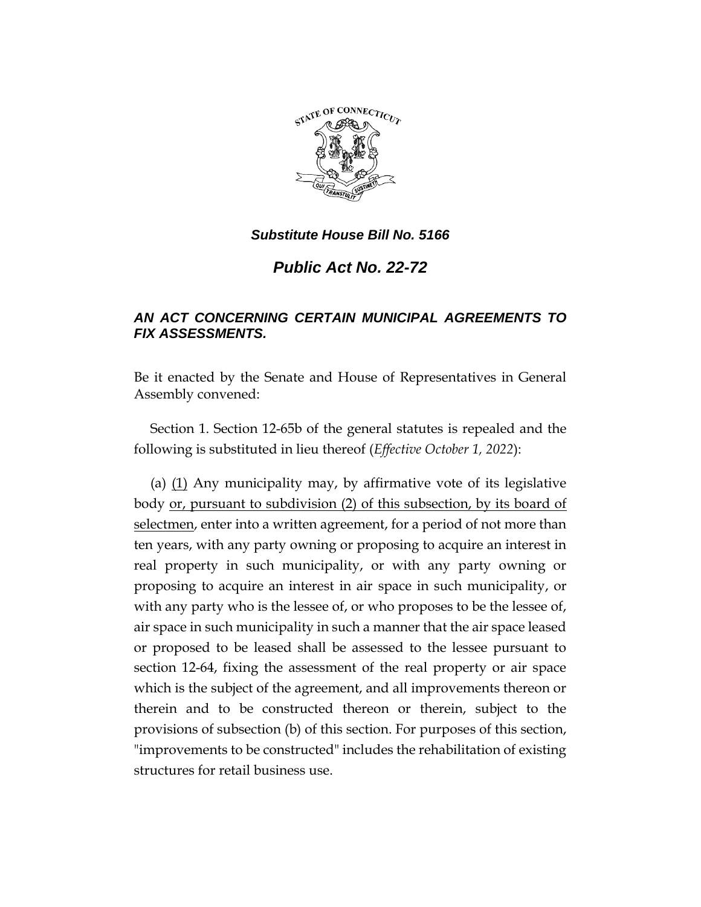***Substitute House Bill No. 5166***

# *Public Act No. 22-72*

## *AN ACT CONCERNING CERTAIN MUNICIPAL AGREEMENTS TO FIX ASSESSMENTS.*

Be it enacted by the Senate and House of Representatives in General Assembly convened:

Section 1. Section 12-65b of the general statutes is repealed and the following is substituted in lieu thereof (*Effective October 1, 2022*):

(a) (1) Any municipality may, by affirmative vote of its legislative body or, pursuant to subdivision (2) of this subsection, by its board of selectmen, enter into a written agreement, for a period of not more than ten years, with any party owning or proposing to acquire an interest in real property in such municipality, or with any party owning or proposing to acquire an interest in air space in such municipality, or with any party who is the lessee of, or who proposes to be the lessee of, air space in such municipality in such a manner that the air space leased or proposed to be leased shall be assessed to the lessee pursuant to section 12-64, fixing the assessment of the real property or air space which is the subject of the agreement, and all improvements thereon or therein and to be constructed thereon or therein, subject to the provisions of subsection (b) of this section. For purposes of this section, "improvements to be constructed" includes the rehabilitation of existing structures for retail business use.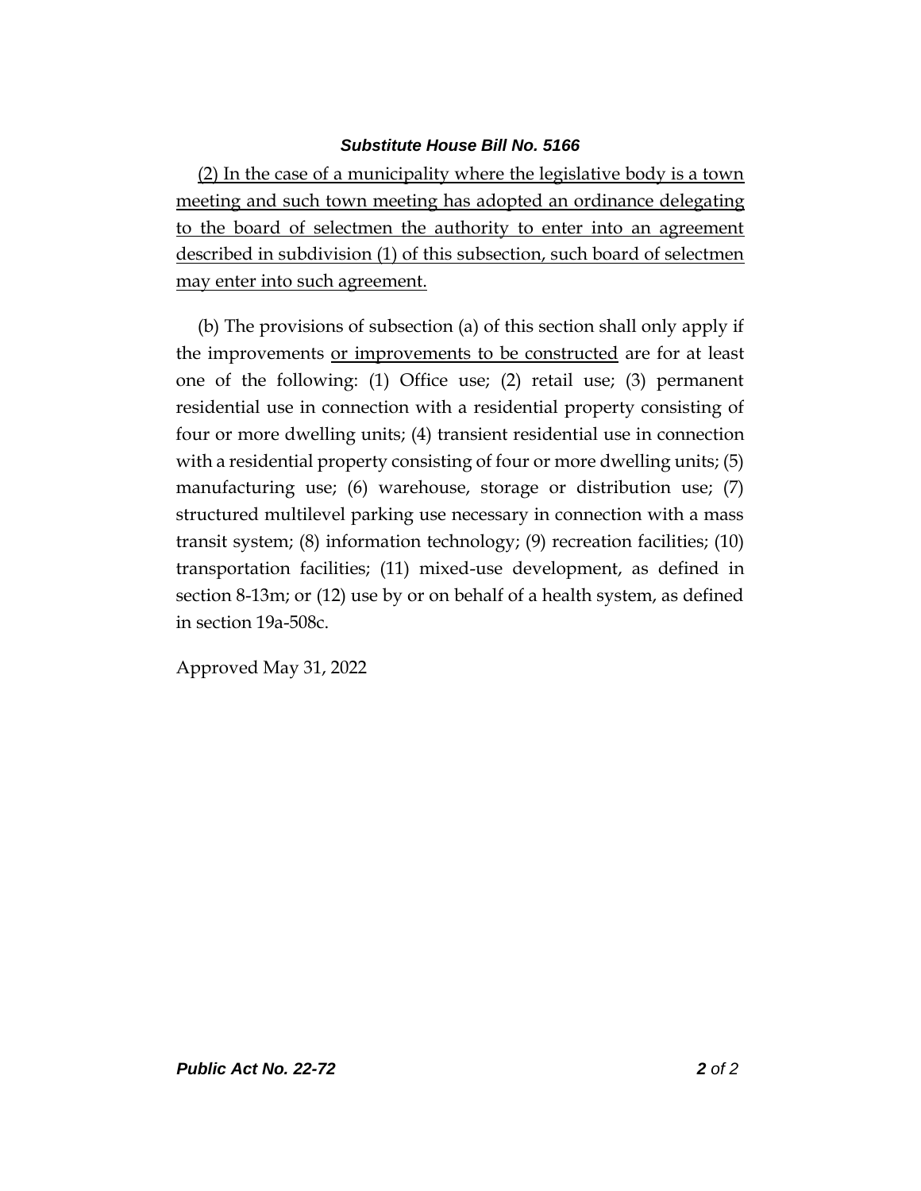(2) In the case of a municipality where the legislative body is a town meeting and such town meeting has adopted an ordinance delegating to the board of selectmen the authority to enter into an agreement described in subdivision (1) of this subsection, such board of selectmen may enter into such agreement.

(b) The provisions of subsection (a) of this section shall only apply if the improvements or improvements to be constructed are for at least one of the following: (1) Office use; (2) retail use; (3) permanent residential use in connection with a residential property consisting of four or more dwelling units; (4) transient residential use in connection with a residential property consisting of four or more dwelling units; (5) manufacturing use; (6) warehouse, storage or distribution use; (7) structured multilevel parking use necessary in connection with a mass transit system; (8) information technology; (9) recreation facilities; (10) transportation facilities; (11) mixed-use development, as defined in section 8-13m; or (12) use by or on behalf of a health system, as defined in section 19a-508c.

Approved May 31, 2022